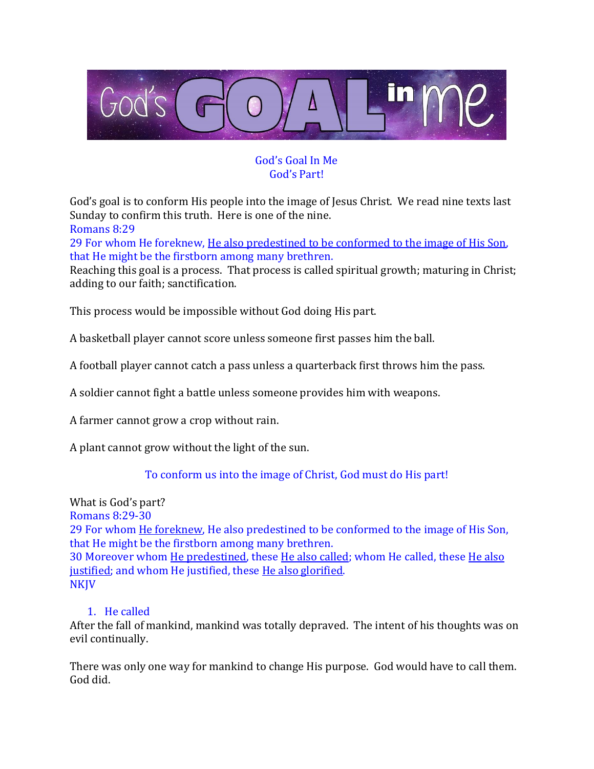# God's GOAL in me

## God's Goal In Me
## God's Part!

God's goal is to conform His people into the image of Jesus Christ. We read nine texts last Sunday to confirm this truth. Here is one of the nine.

Romans 8:29
29 For whom He foreknew, He also predestined to be conformed to the image of His Son, that He might be the firstborn among many brethren.

Reaching this goal is a process. That process is called spiritual growth; maturing in Christ; adding to our faith; sanctification.

This process would be impossible without God doing His part.

A basketball player cannot score unless someone first passes him the ball.

A football player cannot catch a pass unless a quarterback first throws him the pass.

A soldier cannot fight a battle unless someone provides him with weapons.

A farmer cannot grow a crop without rain.

A plant cannot grow without the light of the sun.

To conform us into the image of Christ, God must do His part!

What is God's part?

Romans 8:29-30
29 For whom He foreknew, He also predestined to be conformed to the image of His Son, that He might be the firstborn among many brethren.
30 Moreover whom He predestined, these He also called; whom He called, these He also justified; and whom He justified, these He also glorified.
NKJV

1. He called

After the fall of mankind, mankind was totally depraved. The intent of his thoughts was on evil continually.

There was only one way for mankind to change His purpose. God would have to call them. God did.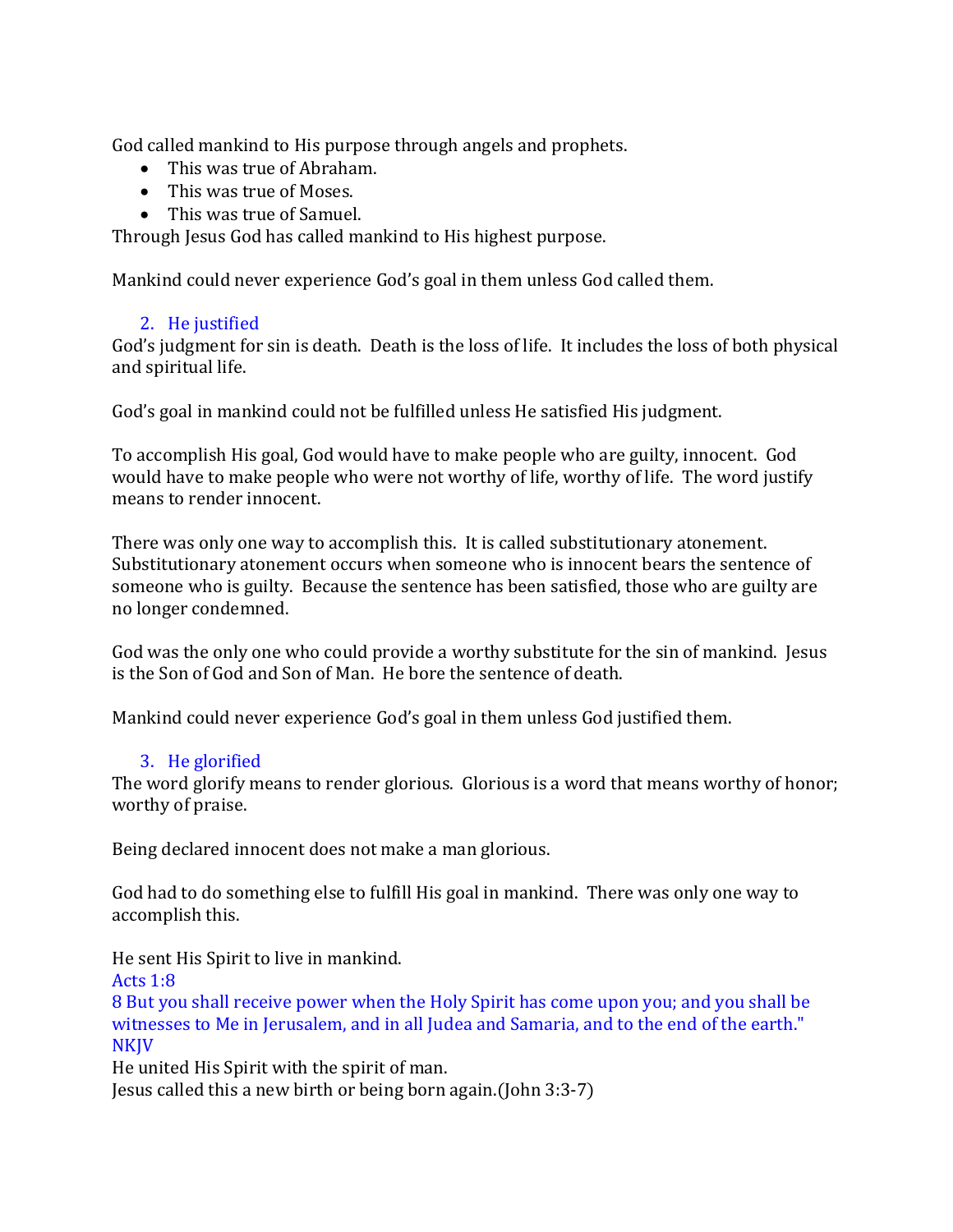God called mankind to His purpose through angels and prophets.

- This was true of Abraham.
- This was true of Moses.
- This was true of Samuel.

Through Jesus God has called mankind to His highest purpose.

Mankind could never experience God's goal in them unless God called them.

2. He justified

God's judgment for sin is death. Death is the loss of life. It includes the loss of both physical and spiritual life.

God's goal in mankind could not be fulfilled unless He satisfied His judgment.

To accomplish His goal, God would have to make people who are guilty, innocent. God would have to make people who were not worthy of life, worthy of life. The word justify means to render innocent.

There was only one way to accomplish this. It is called substitutionary atonement. Substitutionary atonement occurs when someone who is innocent bears the sentence of someone who is guilty. Because the sentence has been satisfied, those who are guilty are no longer condemned.

God was the only one who could provide a worthy substitute for the sin of mankind. Jesus is the Son of God and Son of Man. He bore the sentence of death.

Mankind could never experience God's goal in them unless God justified them.

3. He glorified

The word glorify means to render glorious. Glorious is a word that means worthy of honor; worthy of praise.

Being declared innocent does not make a man glorious.

God had to do something else to fulfill His goal in mankind. There was only one way to accomplish this.

He sent His Spirit to live in mankind.
Acts 1:8
8 But you shall receive power when the Holy Spirit has come upon you; and you shall be witnesses to Me in Jerusalem, and in all Judea and Samaria, and to the end of the earth."
NKJV
He united His Spirit with the spirit of man.
Jesus called this a new birth or being born again.(John 3:3-7)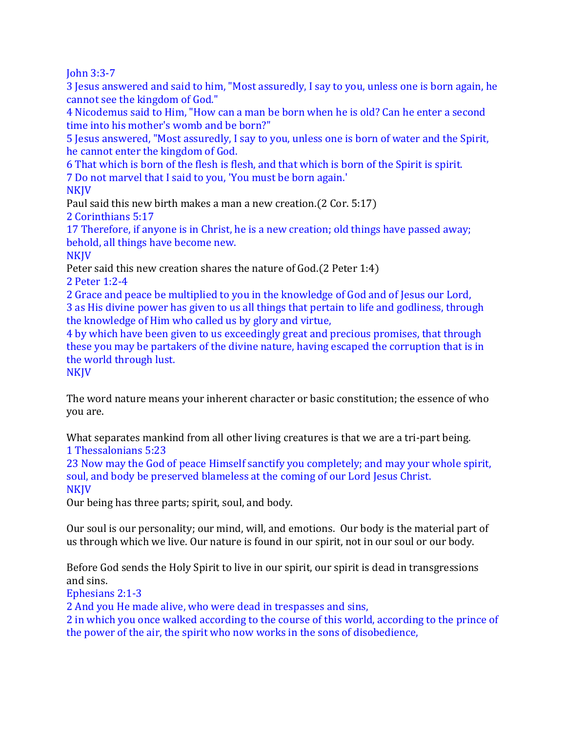John 3:3-7
3 Jesus answered and said to him, "Most assuredly, I say to you, unless one is born again, he cannot see the kingdom of God."
4 Nicodemus said to Him, "How can a man be born when he is old? Can he enter a second time into his mother's womb and be born?"
5 Jesus answered, "Most assuredly, I say to you, unless one is born of water and the Spirit, he cannot enter the kingdom of God.
6 That which is born of the flesh is flesh, and that which is born of the Spirit is spirit.
7 Do not marvel that I said to you, 'You must be born again.'
NKJV
Paul said this new birth makes a man a new creation.(2 Cor. 5:17)
2 Corinthians 5:17
17 Therefore, if anyone is in Christ, he is a new creation; old things have passed away; behold, all things have become new.
NKJV
Peter said this new creation shares the nature of God.(2 Peter 1:4)
2 Peter 1:2-4
2 Grace and peace be multiplied to you in the knowledge of God and of Jesus our Lord,
3 as His divine power has given to us all things that pertain to life and godliness, through the knowledge of Him who called us by glory and virtue,
4 by which have been given to us exceedingly great and precious promises, that through these you may be partakers of the divine nature, having escaped the corruption that is in the world through lust.
NKJV

The word nature means your inherent character or basic constitution; the essence of who you are.

What separates mankind from all other living creatures is that we are a tri-part being.
1 Thessalonians 5:23
23 Now may the God of peace Himself sanctify you completely; and may your whole spirit, soul, and body be preserved blameless at the coming of our Lord Jesus Christ.
NKJV
Our being has three parts; spirit, soul, and body.

Our soul is our personality; our mind, will, and emotions. Our body is the material part of us through which we live. Our nature is found in our spirit, not in our soul or our body.

Before God sends the Holy Spirit to live in our spirit, our spirit is dead in transgressions and sins.
Ephesians 2:1-3
2 And you He made alive, who were dead in trespasses and sins,
2 in which you once walked according to the course of this world, according to the prince of the power of the air, the spirit who now works in the sons of disobedience,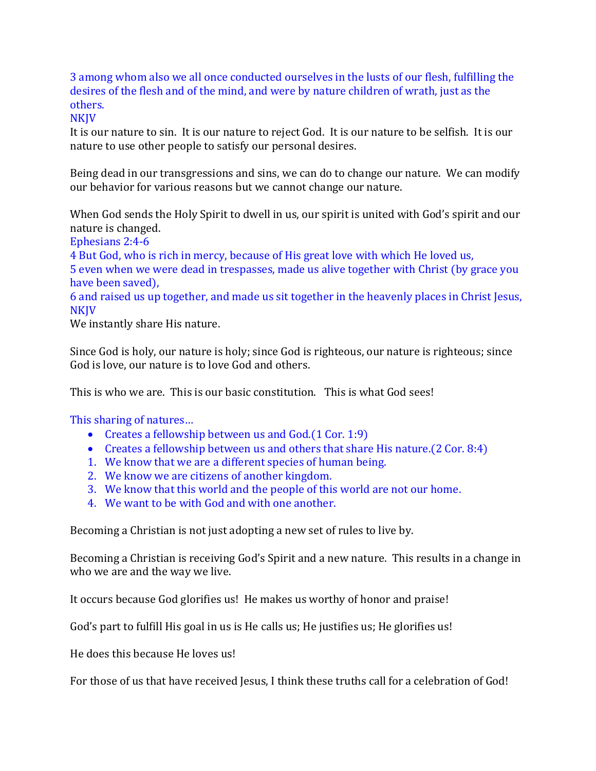3 among whom also we all once conducted ourselves in the lusts of our flesh, fulfilling the desires of the flesh and of the mind, and were by nature children of wrath, just as the others.
NKJV

It is our nature to sin. It is our nature to reject God. It is our nature to be selfish. It is our nature to use other people to satisfy our personal desires.

Being dead in our transgressions and sins, we can do to change our nature. We can modify our behavior for various reasons but we cannot change our nature.

When God sends the Holy Spirit to dwell in us, our spirit is united with God's spirit and our nature is changed.

Ephesians 2:4-6
4 But God, who is rich in mercy, because of His great love with which He loved us,
5 even when we were dead in trespasses, made us alive together with Christ (by grace you have been saved),
6 and raised us up together, and made us sit together in the heavenly places in Christ Jesus,
NKJV

We instantly share His nature.

Since God is holy, our nature is holy; since God is righteous, our nature is righteous; since God is love, our nature is to love God and others.

This is who we are. This is our basic constitution. This is what God sees!

This sharing of natures…

- Creates a fellowship between us and God.(1 Cor. 1:9)
- Creates a fellowship between us and others that share His nature.(2 Cor. 8:4)

1. We know that we are a different species of human being.
2. We know we are citizens of another kingdom.
3. We know that this world and the people of this world are not our home.
4. We want to be with God and with one another.

Becoming a Christian is not just adopting a new set of rules to live by.

Becoming a Christian is receiving God's Spirit and a new nature. This results in a change in who we are and the way we live.

It occurs because God glorifies us! He makes us worthy of honor and praise!

God's part to fulfill His goal in us is He calls us; He justifies us; He glorifies us!

He does this because He loves us!

For those of us that have received Jesus, I think these truths call for a celebration of God!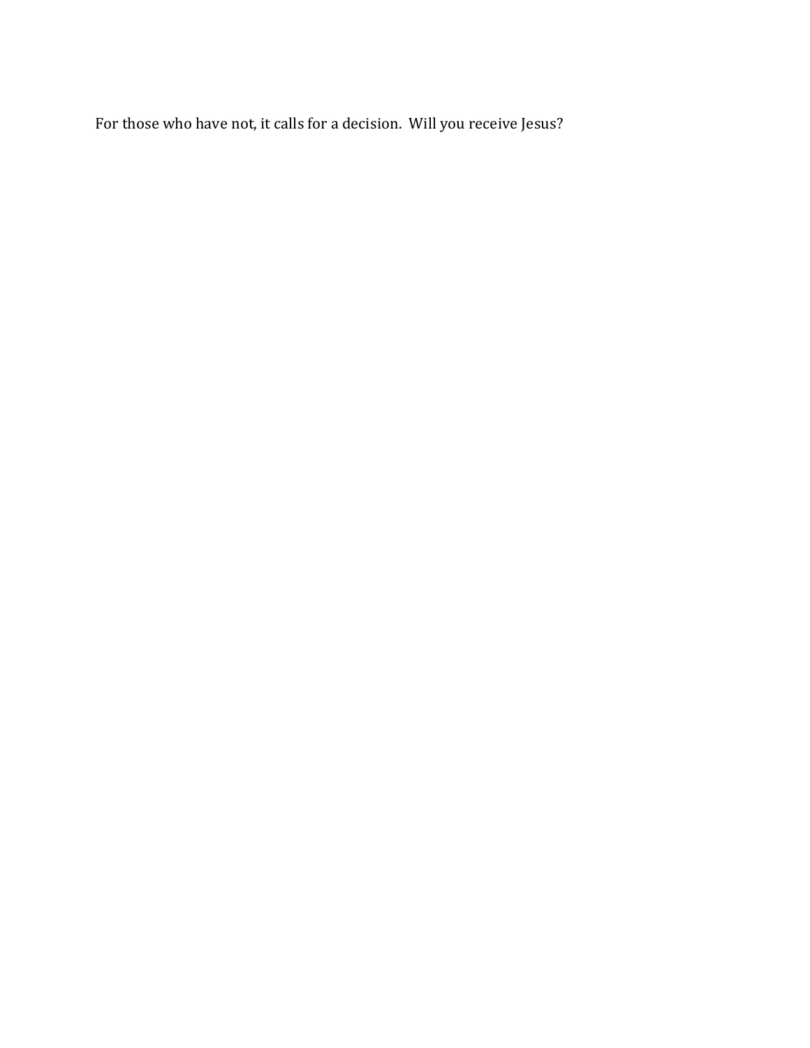For those who have not, it calls for a decision.  Will you receive Jesus?